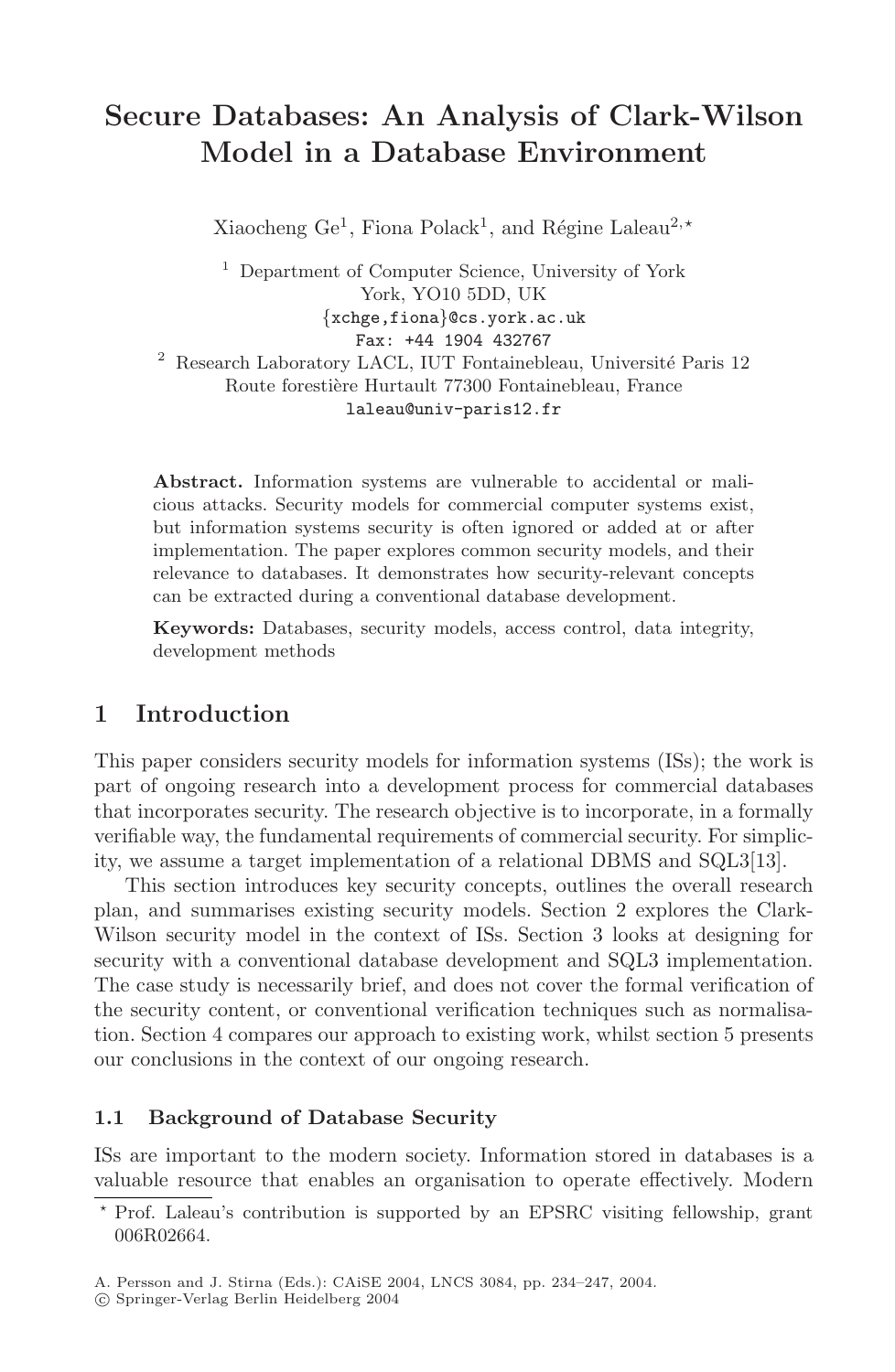# Secure Databases: An Analysis of Clark-Wilson Model in a Database Environment

Xiaocheng Ge[1], Fiona Polack[1], and Régine Laleau[2,*]

[1] Department of Computer Science, University of York
York, YO10 5DD, UK
{xchge,fiona}@cs.york.ac.uk
Fax: +44 1904 432767

[2] Research Laboratory LACL, IUT Fontainebleau, Université Paris 12
Route forestière Hurtault 77300 Fontainebleau, France
laleau@univ-paris12.fr

**Abstract.** Information systems are vulnerable to accidental or malicious attacks. Security models for commercial computer systems exist, but information systems security is often ignored or added at or after implementation. The paper explores common security models, and their relevance to databases. It demonstrates how security-relevant concepts can be extracted during a conventional database development.

**Keywords:** Databases, security models, access control, data integrity, development methods

## 1 Introduction

This paper considers security models for information systems (ISs); the work is part of ongoing research into a development process for commercial databases that incorporates security. The research objective is to incorporate, in a formally verifiable way, the fundamental requirements of commercial security. For simplicity, we assume a target implementation of a relational DBMS and SQL3[13].

This section introduces key security concepts, outlines the overall research plan, and summarises existing security models. Section 2 explores the Clark-Wilson security model in the context of ISs. Section 3 looks at designing for security with a conventional database development and SQL3 implementation. The case study is necessarily brief, and does not cover the formal verification of the security content, or conventional verification techniques such as normalisation. Section 4 compares our approach to existing work, whilst section 5 presents our conclusions in the context of our ongoing research.

### 1.1 Background of Database Security

ISs are important to the modern society. Information stored in databases is a valuable resource that enables an organisation to operate effectively. Modern

* Prof. Laleau's contribution is supported by an EPSRC visiting fellowship, grant 006R02664.

A. Persson and J. Stirna (Eds.): CAiSE 2004, LNCS 3084, pp. 234–247, 2004.
© Springer-Verlag Berlin Heidelberg 2004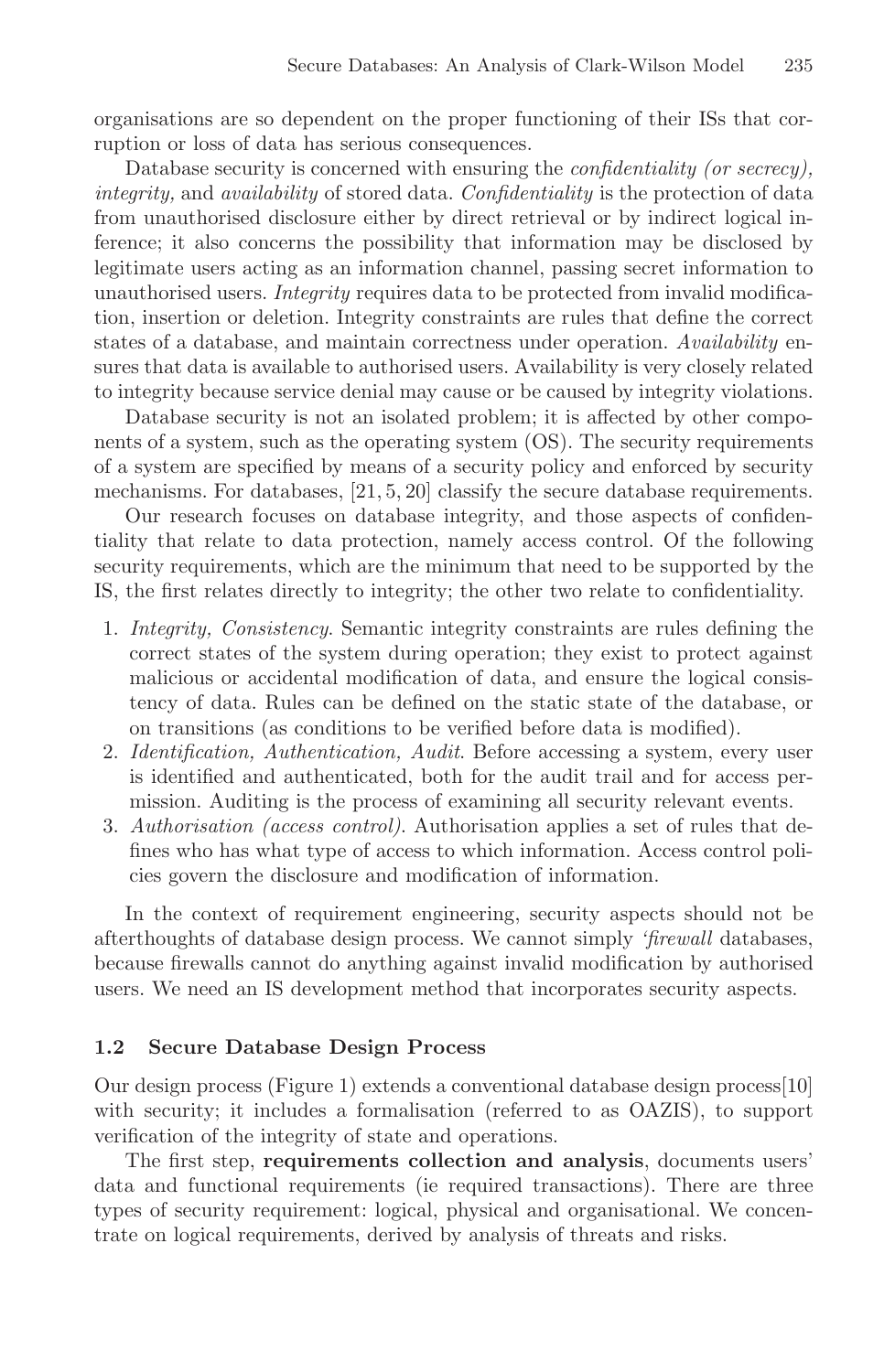organisations are so dependent on the proper functioning of their ISs that corruption or loss of data has serious consequences.

Database security is concerned with ensuring the *confidentiality (or secrecy), integrity,* and *availability* of stored data. *Confidentiality* is the protection of data from unauthorised disclosure either by direct retrieval or by indirect logical inference; it also concerns the possibility that information may be disclosed by legitimate users acting as an information channel, passing secret information to unauthorised users. *Integrity* requires data to be protected from invalid modification, insertion or deletion. Integrity constraints are rules that define the correct states of a database, and maintain correctness under operation. *Availability* ensures that data is available to authorised users. Availability is very closely related to integrity because service denial may cause or be caused by integrity violations.

Database security is not an isolated problem; it is affected by other components of a system, such as the operating system (OS). The security requirements of a system are specified by means of a security policy and enforced by security mechanisms. For databases, [21, 5, 20] classify the secure database requirements.

Our research focuses on database integrity, and those aspects of confidentiality that relate to data protection, namely access control. Of the following security requirements, which are the minimum that need to be supported by the IS, the first relates directly to integrity; the other two relate to confidentiality.

1. *Integrity, Consistency*. Semantic integrity constraints are rules defining the correct states of the system during operation; they exist to protect against malicious or accidental modification of data, and ensure the logical consistency of data. Rules can be defined on the static state of the database, or on transitions (as conditions to be verified before data is modified).
2. *Identification, Authentication, Audit*. Before accessing a system, every user is identified and authenticated, both for the audit trail and for access permission. Auditing is the process of examining all security relevant events.
3. *Authorisation (access control)*. Authorisation applies a set of rules that defines who has what type of access to which information. Access control policies govern the disclosure and modification of information.

In the context of requirement engineering, security aspects should not be afterthoughts of database design process. We cannot simply *'firewall* databases, because firewalls cannot do anything against invalid modification by authorised users. We need an IS development method that incorporates security aspects.

### 1.2 Secure Database Design Process

Our design process (Figure 1) extends a conventional database design process[10] with security; it includes a formalisation (referred to as OAZIS), to support verification of the integrity of state and operations.

The first step, **requirements collection and analysis**, documents users' data and functional requirements (ie required transactions). There are three types of security requirement: logical, physical and organisational. We concentrate on logical requirements, derived by analysis of threats and risks.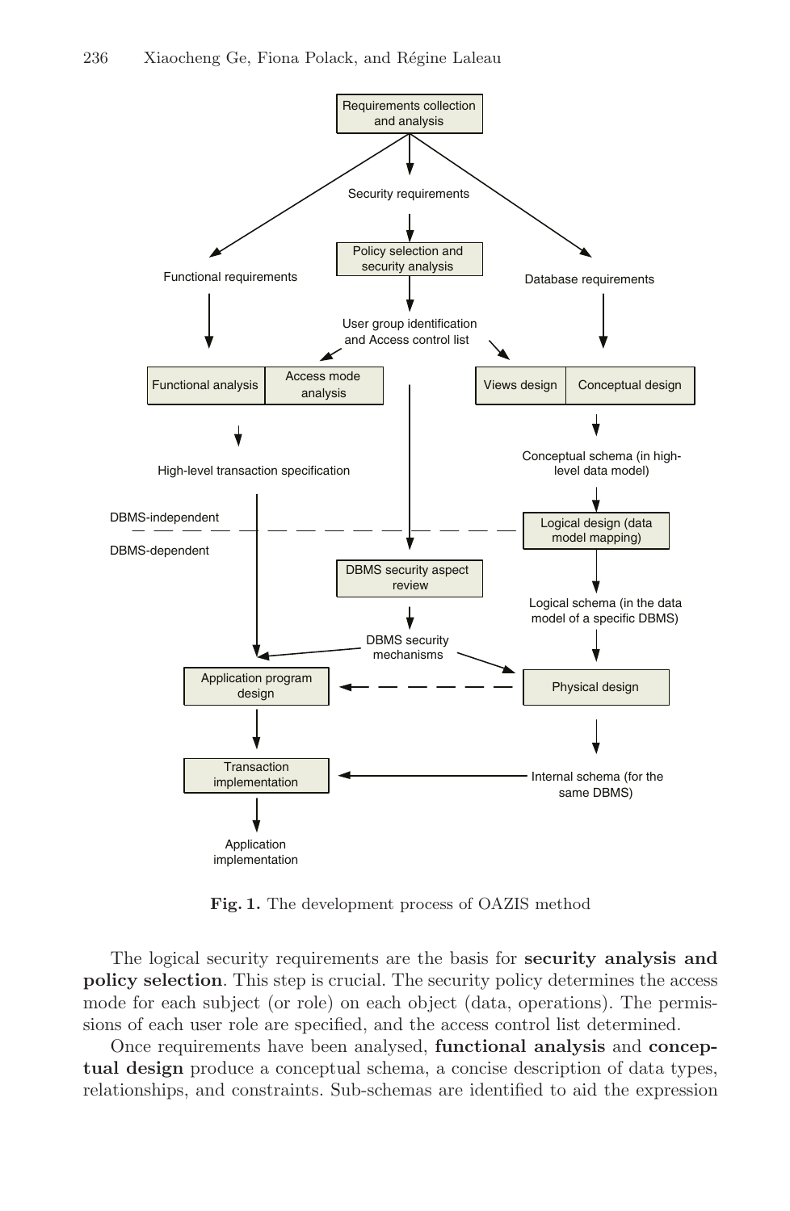Fig. 1. The development process of OAZIS method

The logical security requirements are the basis for **security analysis and policy selection**. This step is crucial. The security policy determines the access mode for each subject (or role) on each object (data, operations). The permissions of each user role are specified, and the access control list determined.

Once requirements have been analysed, **functional analysis** and **conceptual design** produce a conceptual schema, a concise description of data types, relationships, and constraints. Sub-schemas are identified to aid the expression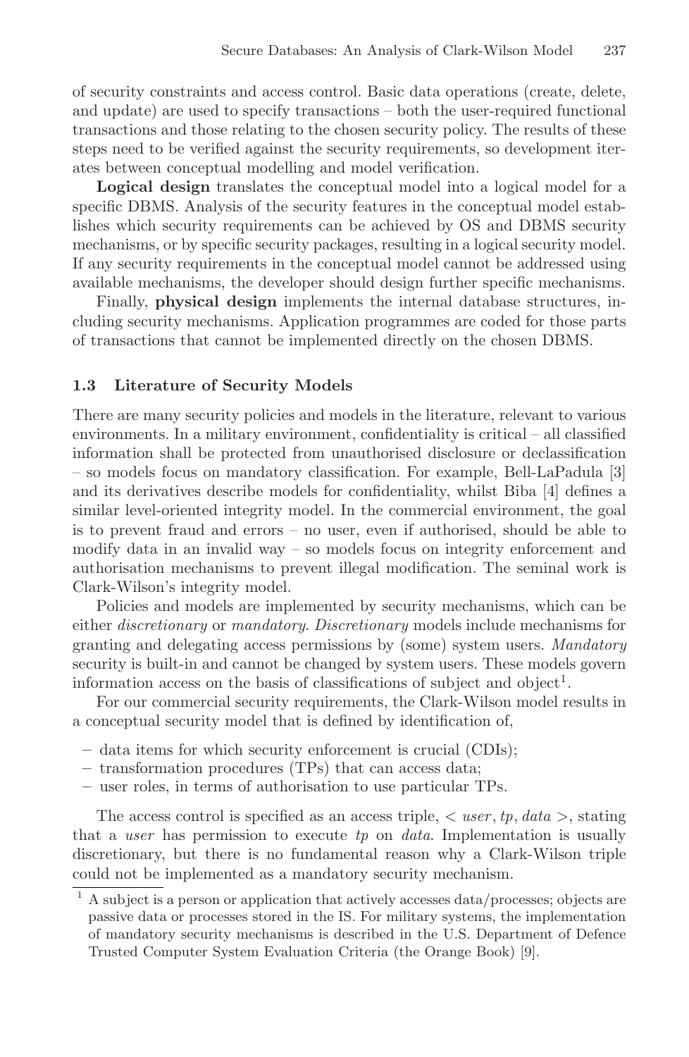of security constraints and access control. Basic data operations (create, delete, and update) are used to specify transactions – both the user-required functional transactions and those relating to the chosen security policy. The results of these steps need to be verified against the security requirements, so development iterates between conceptual modelling and model verification.

**Logical design** translates the conceptual model into a logical model for a specific DBMS. Analysis of the security features in the conceptual model establishes which security requirements can be achieved by OS and DBMS security mechanisms, or by specific security packages, resulting in a logical security model. If any security requirements in the conceptual model cannot be addressed using available mechanisms, the developer should design further specific mechanisms.

Finally, **physical design** implements the internal database structures, including security mechanisms. Application programmes are coded for those parts of transactions that cannot be implemented directly on the chosen DBMS.

### 1.3 Literature of Security Models

There are many security policies and models in the literature, relevant to various environments. In a military environment, confidentiality is critical – all classified information shall be protected from unauthorised disclosure or declassification – so models focus on mandatory classification. For example, Bell-LaPadula [3] and its derivatives describe models for confidentiality, whilst Biba [4] defines a similar level-oriented integrity model. In the commercial environment, the goal is to prevent fraud and errors – no user, even if authorised, should be able to modify data in an invalid way – so models focus on integrity enforcement and authorisation mechanisms to prevent illegal modification. The seminal work is Clark-Wilson's integrity model.

Policies and models are implemented by security mechanisms, which can be either *discretionary* or *mandatory*. *Discretionary* models include mechanisms for granting and delegating access permissions by (some) system users. *Mandatory* security is built-in and cannot be changed by system users. These models govern information access on the basis of classifications of subject and object[1].

For our commercial security requirements, the Clark-Wilson model results in a conceptual security model that is defined by identification of,

- data items for which security enforcement is crucial (CDIs);
- transformation procedures (TPs) that can access data;
- user roles, in terms of authorisation to use particular TPs.

The access control is specified as an access triple, $< user, tp, data >$, stating that a *user* has permission to execute *tp* on *data*. Implementation is usually discretionary, but there is no fundamental reason why a Clark-Wilson triple could not be implemented as a mandatory security mechanism.

[1] A subject is a person or application that actively accesses data/processes; objects are passive data or processes stored in the IS. For military systems, the implementation of mandatory security mechanisms is described in the U.S. Department of Defence Trusted Computer System Evaluation Criteria (the Orange Book) [9].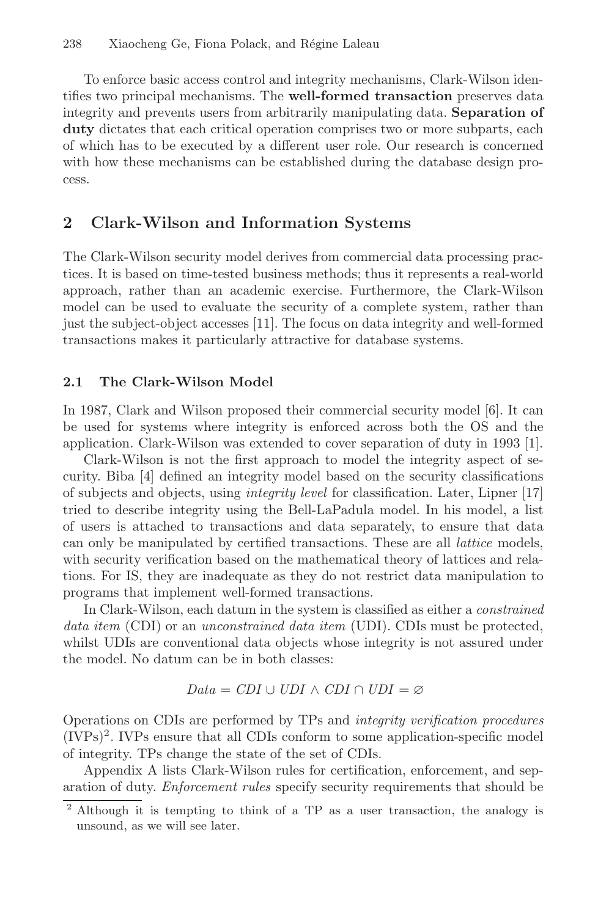To enforce basic access control and integrity mechanisms, Clark-Wilson identifies two principal mechanisms. The **well-formed transaction** preserves data integrity and prevents users from arbitrarily manipulating data. **Separation of duty** dictates that each critical operation comprises two or more subparts, each of which has to be executed by a different user role. Our research is concerned with how these mechanisms can be established during the database design process.

## 2 Clark-Wilson and Information Systems

The Clark-Wilson security model derives from commercial data processing practices. It is based on time-tested business methods; thus it represents a real-world approach, rather than an academic exercise. Furthermore, the Clark-Wilson model can be used to evaluate the security of a complete system, rather than just the subject-object accesses [11]. The focus on data integrity and well-formed transactions makes it particularly attractive for database systems.

### 2.1 The Clark-Wilson Model

In 1987, Clark and Wilson proposed their commercial security model [6]. It can be used for systems where integrity is enforced across both the OS and the application. Clark-Wilson was extended to cover separation of duty in 1993 [1].

Clark-Wilson is not the first approach to model the integrity aspect of security. Biba [4] defined an integrity model based on the security classifications of subjects and objects, using *integrity level* for classification. Later, Lipner [17] tried to describe integrity using the Bell-LaPadula model. In his model, a list of users is attached to transactions and data separately, to ensure that data can only be manipulated by certified transactions. These are all *lattice* models, with security verification based on the mathematical theory of lattices and relations. For IS, they are inadequate as they do not restrict data manipulation to programs that implement well-formed transactions.

In Clark-Wilson, each datum in the system is classified as either a *constrained data item* (CDI) or an *unconstrained data item* (UDI). CDIs must be protected, whilst UDIs are conventional data objects whose integrity is not assured under the model. No datum can be in both classes:

$$Data = CDI \cup UDI \wedge CDI \cap UDI = \varnothing$$

Operations on CDIs are performed by TPs and *integrity verification procedures* (IVPs)[2]. IVPs ensure that all CDIs conform to some application-specific model of integrity. TPs change the state of the set of CDIs.

Appendix A lists Clark-Wilson rules for certification, enforcement, and separation of duty. *Enforcement rules* specify security requirements that should be

[2] Although it is tempting to think of a TP as a user transaction, the analogy is unsound, as we will see later.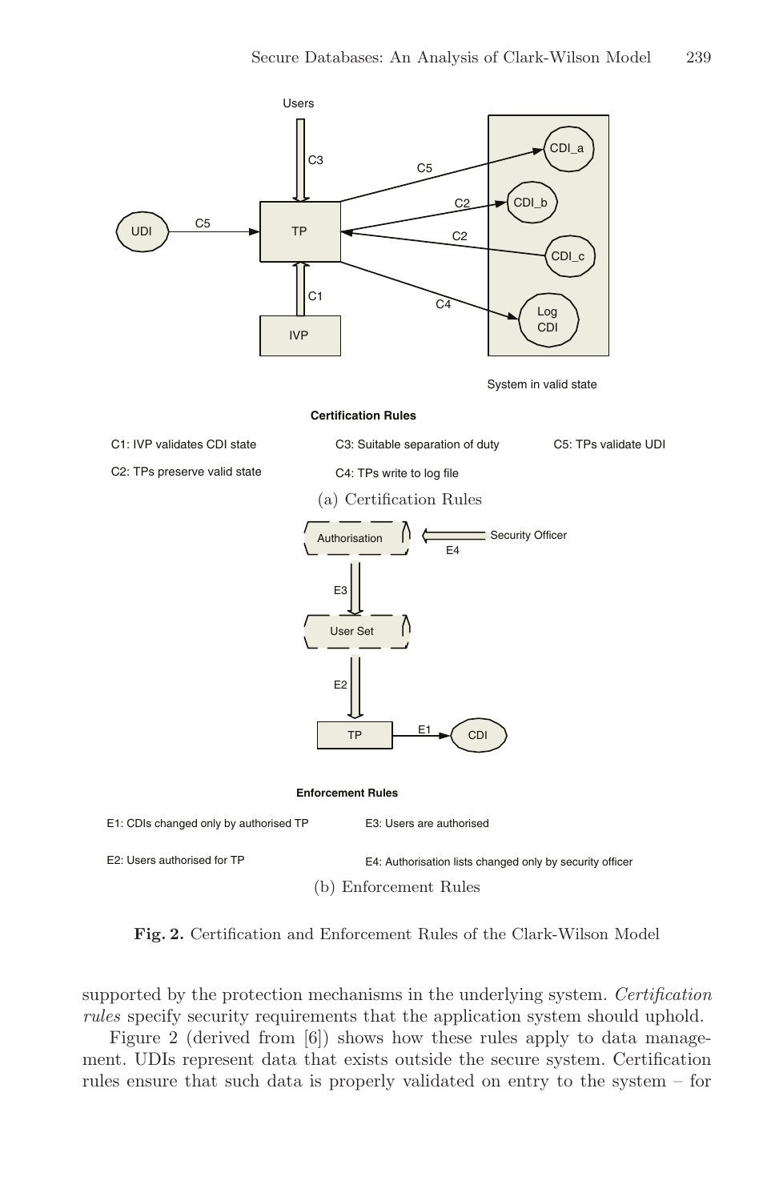**Certification Rules**

C1: IVP validates CDI state

C2: TPs preserve valid state

C3: Suitable separation of duty

C4: TPs write to log file

C5: TPs validate UDI

(a) Certification Rules

**Enforcement Rules**

E1: CDIs changed only by authorised TP

E2: Users authorised for TP

E3: Users are authorised

E4: Authorisation lists changed only by security officer

(b) Enforcement Rules

**Fig. 2.** Certification and Enforcement Rules of the Clark-Wilson Model

supported by the protection mechanisms in the underlying system. *Certification rules* specify security requirements that the application system should uphold.

Figure 2 (derived from [6]) shows how these rules apply to data management. UDIs represent data that exists outside the secure system. Certification rules ensure that such data is properly validated on entry to the system – for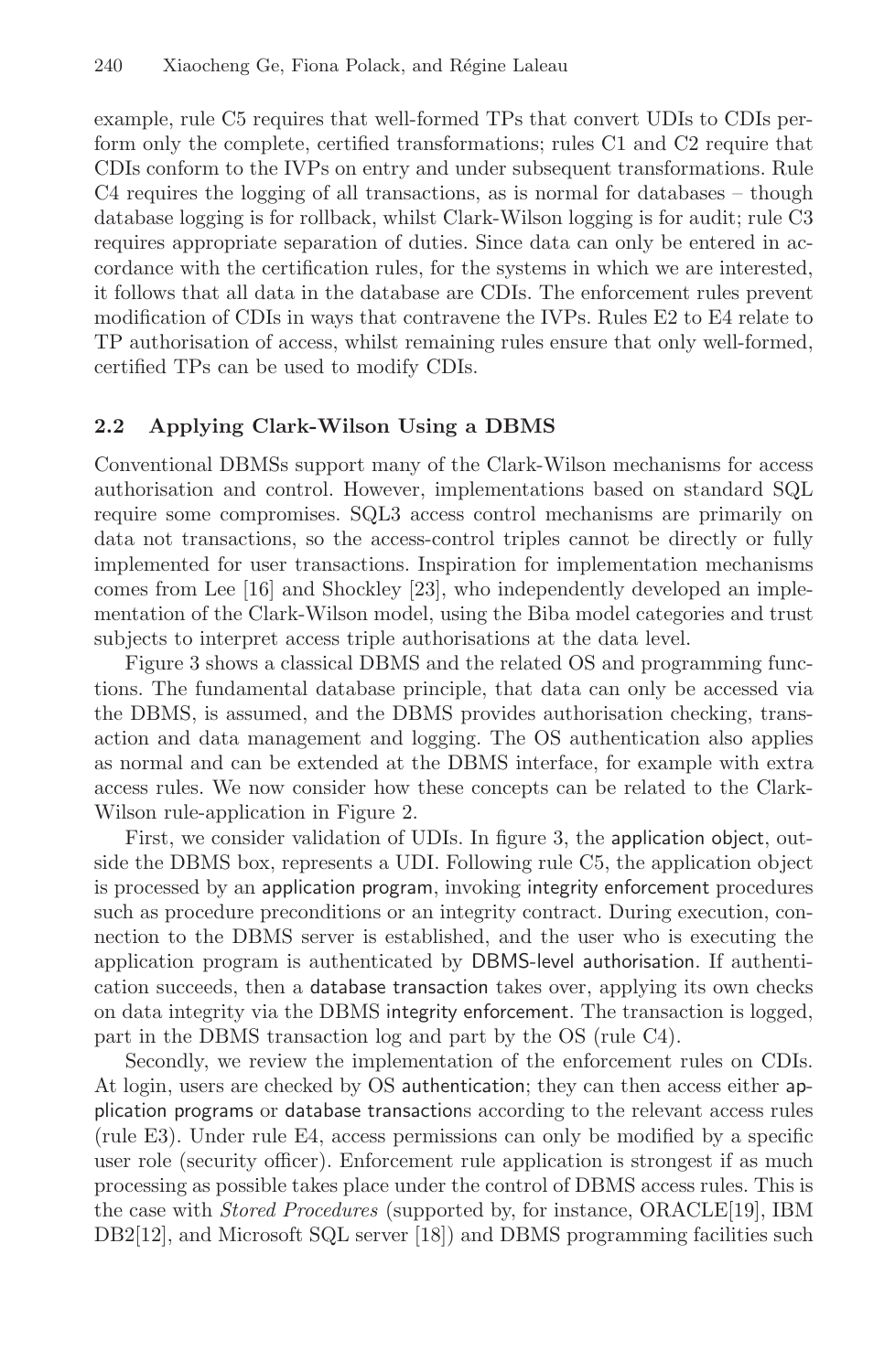example, rule C5 requires that well-formed TPs that convert UDIs to CDIs perform only the complete, certified transformations; rules C1 and C2 require that CDIs conform to the IVPs on entry and under subsequent transformations. Rule C4 requires the logging of all transactions, as is normal for databases – though database logging is for rollback, whilst Clark-Wilson logging is for audit; rule C3 requires appropriate separation of duties. Since data can only be entered in accordance with the certification rules, for the systems in which we are interested, it follows that all data in the database are CDIs. The enforcement rules prevent modification of CDIs in ways that contravene the IVPs. Rules E2 to E4 relate to TP authorisation of access, whilst remaining rules ensure that only well-formed, certified TPs can be used to modify CDIs.

### 2.2 Applying Clark-Wilson Using a DBMS

Conventional DBMSs support many of the Clark-Wilson mechanisms for access authorisation and control. However, implementations based on standard SQL require some compromises. SQL3 access control mechanisms are primarily on data not transactions, so the access-control triples cannot be directly or fully implemented for user transactions. Inspiration for implementation mechanisms comes from Lee [16] and Shockley [23], who independently developed an implementation of the Clark-Wilson model, using the Biba model categories and trust subjects to interpret access triple authorisations at the data level.

Figure 3 shows a classical DBMS and the related OS and programming functions. The fundamental database principle, that data can only be accessed via the DBMS, is assumed, and the DBMS provides authorisation checking, transaction and data management and logging. The OS authentication also applies as normal and can be extended at the DBMS interface, for example with extra access rules. We now consider how these concepts can be related to the Clark-Wilson rule-application in Figure 2.

First, we consider validation of UDIs. In figure 3, the application object, outside the DBMS box, represents a UDI. Following rule C5, the application object is processed by an application program, invoking integrity enforcement procedures such as procedure preconditions or an integrity contract. During execution, connection to the DBMS server is established, and the user who is executing the application program is authenticated by DBMS-level authorisation. If authentication succeeds, then a database transaction takes over, applying its own checks on data integrity via the DBMS integrity enforcement. The transaction is logged, part in the DBMS transaction log and part by the OS (rule C4).

Secondly, we review the implementation of the enforcement rules on CDIs. At login, users are checked by OS authentication; they can then access either application programs or database transactions according to the relevant access rules (rule E3). Under rule E4, access permissions can only be modified by a specific user role (security officer). Enforcement rule application is strongest if as much processing as possible takes place under the control of DBMS access rules. This is the case with *Stored Procedures* (supported by, for instance, ORACLE[19], IBM DB2[12], and Microsoft SQL server [18]) and DBMS programming facilities such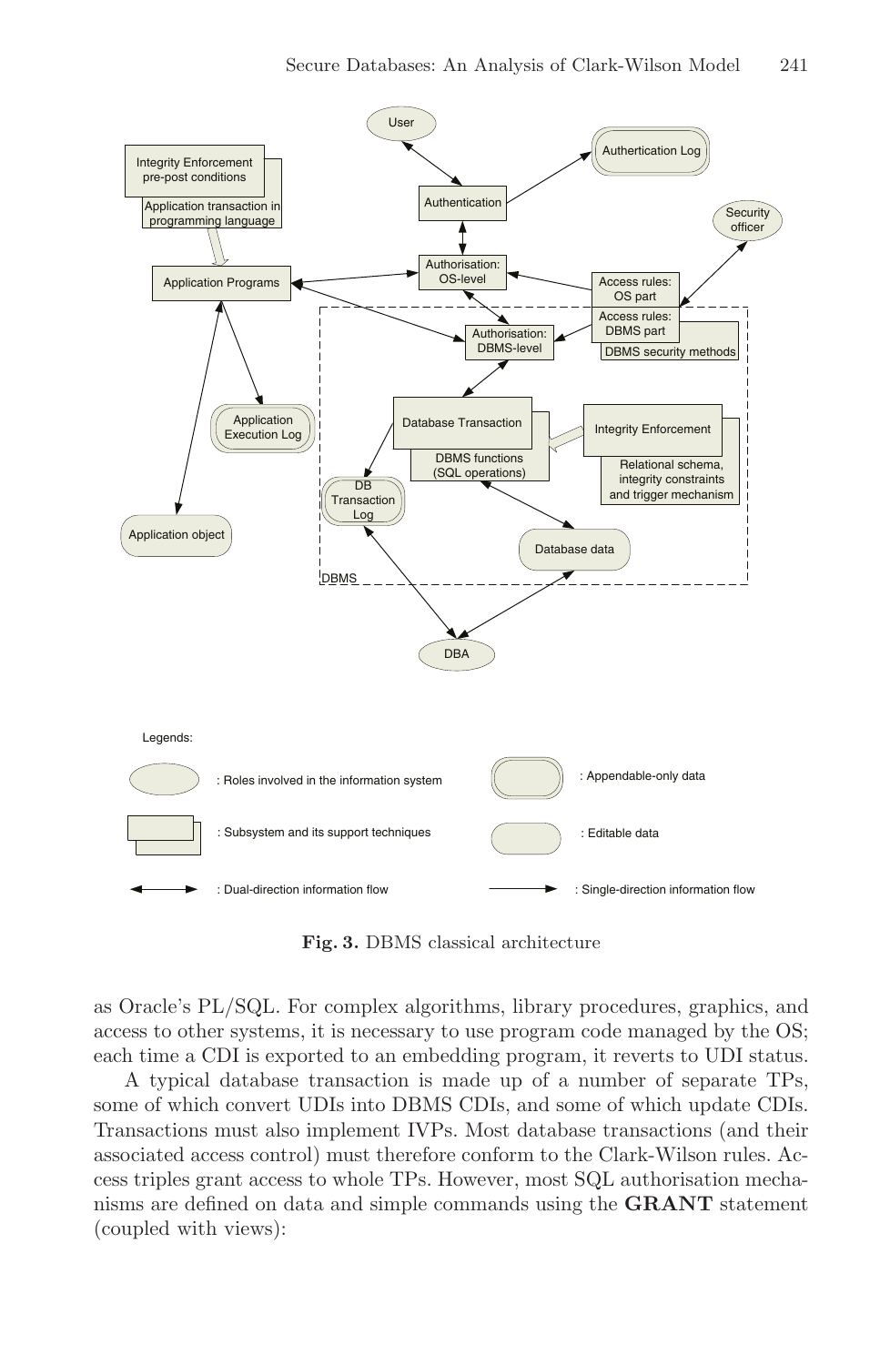**Fig. 3.** DBMS classical architecture

as Oracle's PL/SQL. For complex algorithms, library procedures, graphics, and access to other systems, it is necessary to use program code managed by the OS; each time a CDI is exported to an embedding program, it reverts to UDI status.

A typical database transaction is made up of a number of separate TPs, some of which convert UDIs into DBMS CDIs, and some of which update CDIs. Transactions must also implement IVPs. Most database transactions (and their associated access control) must therefore conform to the Clark-Wilson rules. Access triples grant access to whole TPs. However, most SQL authorisation mechanisms are defined on data and simple commands using the **GRANT** statement (coupled with views):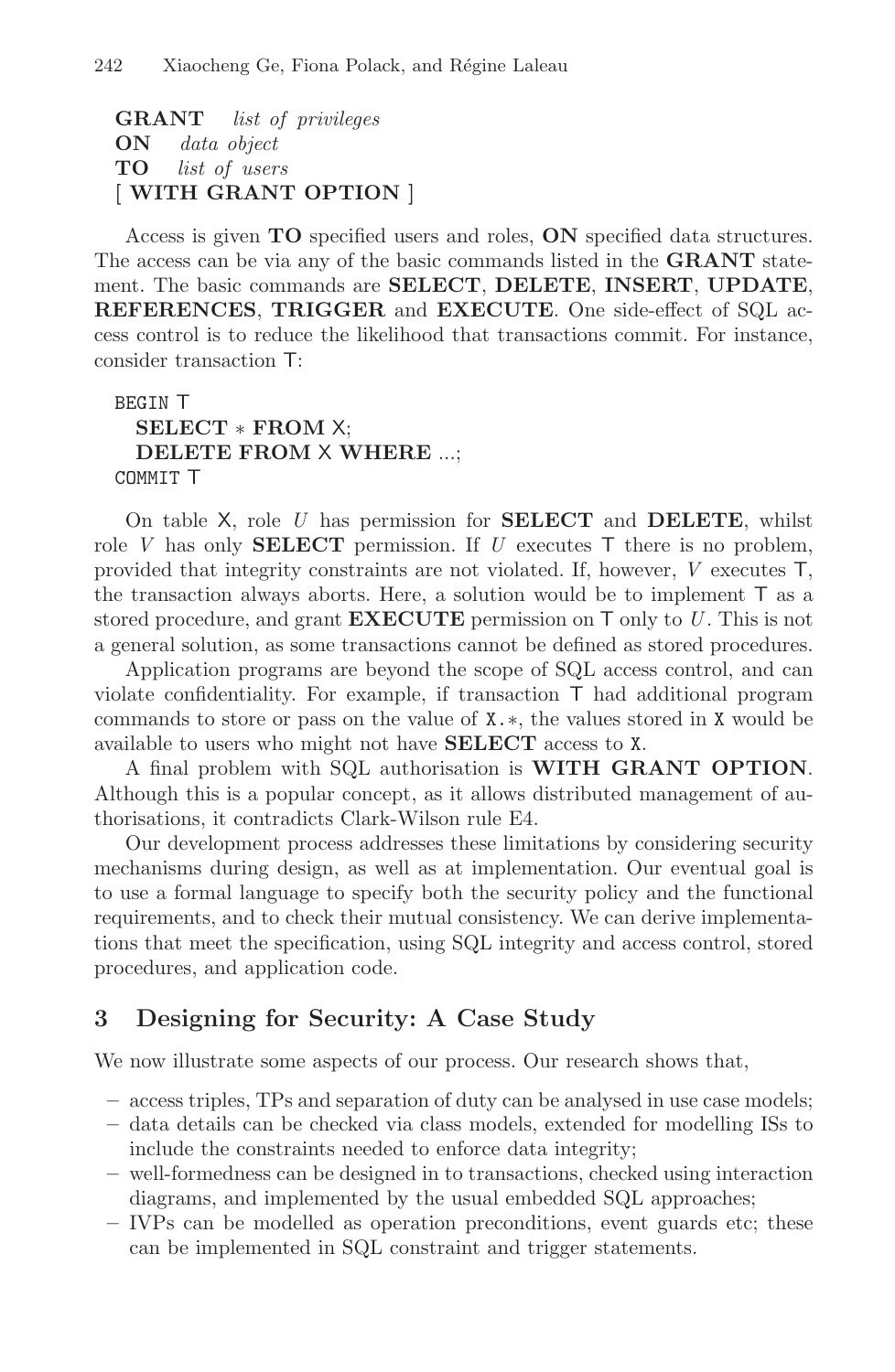**GRANT** *list of privileges*
**ON** *data object*
**TO** *list of users*
[ **WITH GRANT OPTION** ]

Access is given **TO** specified users and roles, **ON** specified data structures. The access can be via any of the basic commands listed in the **GRANT** statement. The basic commands are **SELECT**, **DELETE**, **INSERT**, **UPDATE**, **REFERENCES**, **TRIGGER** and **EXECUTE**. One side-effect of SQL access control is to reduce the likelihood that transactions commit. For instance, consider transaction T:

```
BEGIN T
  SELECT * FROM X;
  DELETE FROM X WHERE ...;
COMMIT T
```

On table X, role $U$ has permission for **SELECT** and **DELETE**, whilst role $V$ has only **SELECT** permission. If $U$ executes T there is no problem, provided that integrity constraints are not violated. If, however, $V$ executes T, the transaction always aborts. Here, a solution would be to implement T as a stored procedure, and grant **EXECUTE** permission on T only to $U$. This is not a general solution, as some transactions cannot be defined as stored procedures.

Application programs are beyond the scope of SQL access control, and can violate confidentiality. For example, if transaction T had additional program commands to store or pass on the value of `X.*`, the values stored in `X` would be available to users who might not have **SELECT** access to `X`.

A final problem with SQL authorisation is **WITH GRANT OPTION**. Although this is a popular concept, as it allows distributed management of authorisations, it contradicts Clark-Wilson rule E4.

Our development process addresses these limitations by considering security mechanisms during design, as well as at implementation. Our eventual goal is to use a formal language to specify both the security policy and the functional requirements, and to check their mutual consistency. We can derive implementations that meet the specification, using SQL integrity and access control, stored procedures, and application code.

## 3 Designing for Security: A Case Study

We now illustrate some aspects of our process. Our research shows that,

- access triples, TPs and separation of duty can be analysed in use case models;
- data details can be checked via class models, extended for modelling ISs to include the constraints needed to enforce data integrity;
- well-formedness can be designed in to transactions, checked using interaction diagrams, and implemented by the usual embedded SQL approaches;
- IVPs can be modelled as operation preconditions, event guards etc; these can be implemented in SQL constraint and trigger statements.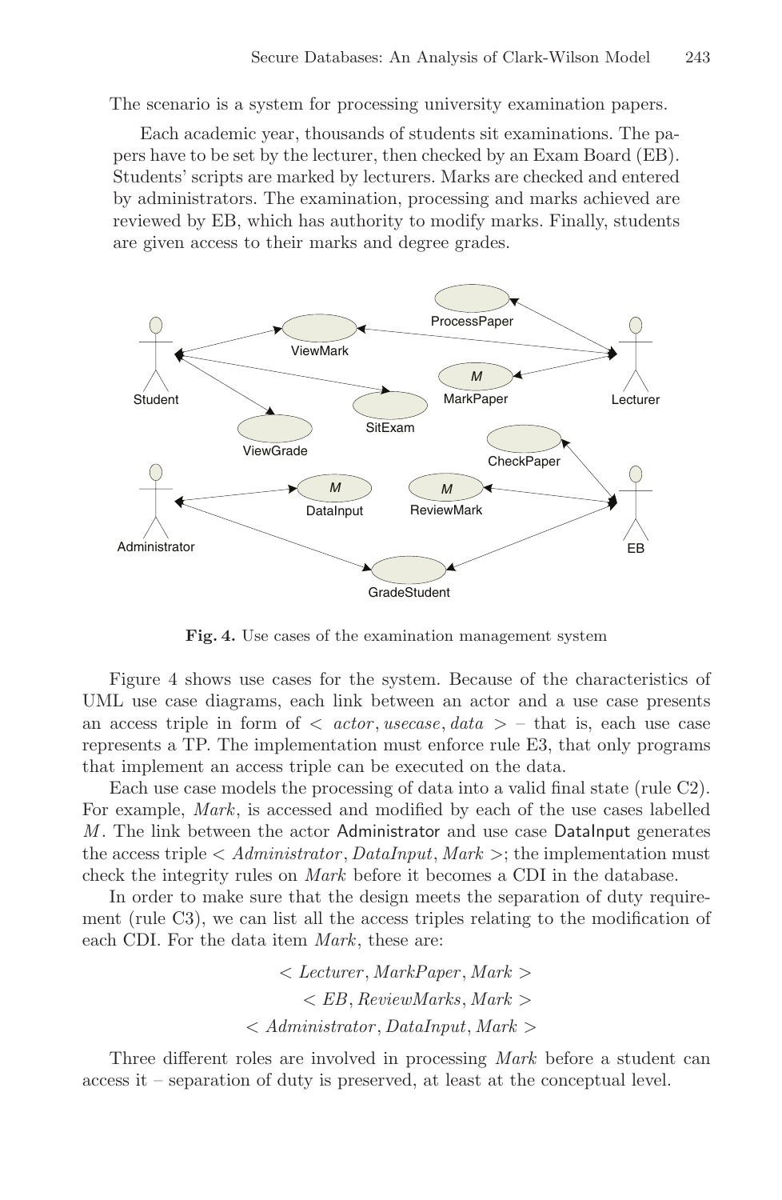The scenario is a system for processing university examination papers.

> Each academic year, thousands of students sit examinations. The papers have to be set by the lecturer, then checked by an Exam Board (EB). Students' scripts are marked by lecturers. Marks are checked and entered by administrators. The examination, processing and marks achieved are reviewed by EB, which has authority to modify marks. Finally, students are given access to their marks and degree grades.

**Fig. 4.** Use cases of the examination management system

Figure 4 shows use cases for the system. Because of the characteristics of UML use case diagrams, each link between an actor and a use case presents an access triple in form of $< actor, usecase, data >$ – that is, each use case represents a TP. The implementation must enforce rule E3, that only programs that implement an access triple can be executed on the data.

Each use case models the processing of data into a valid final state (rule C2). For example, *Mark*, is accessed and modified by each of the use cases labelled *M*. The link between the actor Administrator and use case DataInput generates the access triple $< Administrator, DataInput, Mark >$; the implementation must check the integrity rules on *Mark* before it becomes a CDI in the database.

In order to make sure that the design meets the separation of duty requirement (rule C3), we can list all the access triples relating to the modification of each CDI. For the data item *Mark*, these are:

$$< Lecturer, MarkPaper, Mark >$$
$$< EB, ReviewMarks, Mark >$$
$$< Administrator, DataInput, Mark >$$

Three different roles are involved in processing *Mark* before a student can access it – separation of duty is preserved, at least at the conceptual level.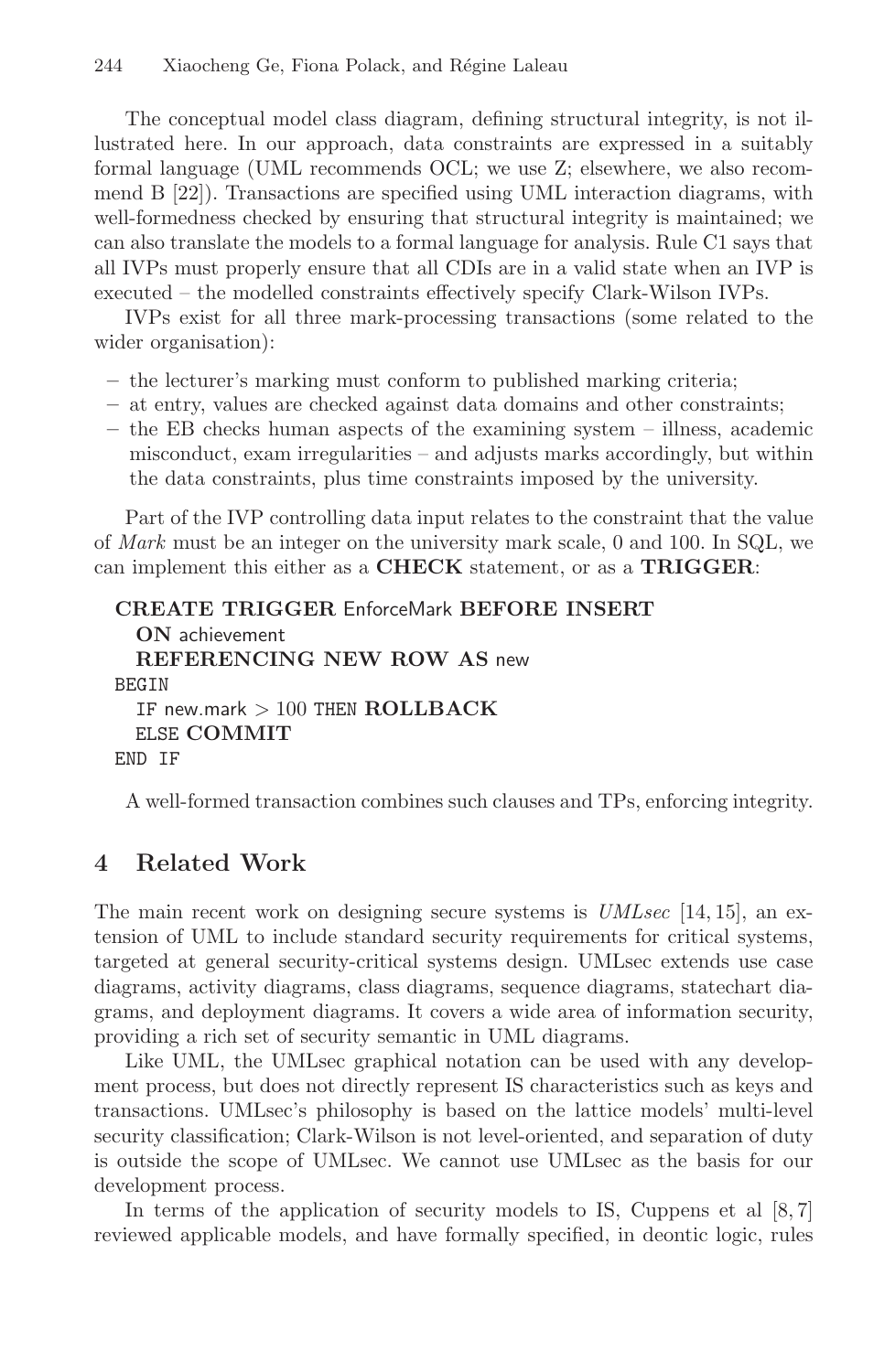The conceptual model class diagram, defining structural integrity, is not illustrated here. In our approach, data constraints are expressed in a suitably formal language (UML recommends OCL; we use Z; elsewhere, we also recommend B [22]). Transactions are specified using UML interaction diagrams, with well-formedness checked by ensuring that structural integrity is maintained; we can also translate the models to a formal language for analysis. Rule C1 says that all IVPs must properly ensure that all CDIs are in a valid state when an IVP is executed – the modelled constraints effectively specify Clark-Wilson IVPs.

IVPs exist for all three mark-processing transactions (some related to the wider organisation):

- the lecturer's marking must conform to published marking criteria;
- at entry, values are checked against data domains and other constraints;
- the EB checks human aspects of the examining system – illness, academic misconduct, exam irregularities – and adjusts marks accordingly, but within the data constraints, plus time constraints imposed by the university.

Part of the IVP controlling data input relates to the constraint that the value of *Mark* must be an integer on the university mark scale, 0 and 100. In SQL, we can implement this either as a **CHECK** statement, or as a **TRIGGER**:

```
CREATE TRIGGER EnforceMark BEFORE INSERT
  ON achievement
  REFERENCING NEW ROW AS new
BEGIN
  IF new.mark > 100 THEN ROLLBACK
  ELSE COMMIT
END IF
```

A well-formed transaction combines such clauses and TPs, enforcing integrity.

## 4 Related Work

The main recent work on designing secure systems is *UMLsec* [14, 15], an extension of UML to include standard security requirements for critical systems, targeted at general security-critical systems design. UMLsec extends use case diagrams, activity diagrams, class diagrams, sequence diagrams, statechart diagrams, and deployment diagrams. It covers a wide area of information security, providing a rich set of security semantic in UML diagrams.

Like UML, the UMLsec graphical notation can be used with any development process, but does not directly represent IS characteristics such as keys and transactions. UMLsec's philosophy is based on the lattice models' multi-level security classification; Clark-Wilson is not level-oriented, and separation of duty is outside the scope of UMLsec. We cannot use UMLsec as the basis for our development process.

In terms of the application of security models to IS, Cuppens et al [8, 7] reviewed applicable models, and have formally specified, in deontic logic, rules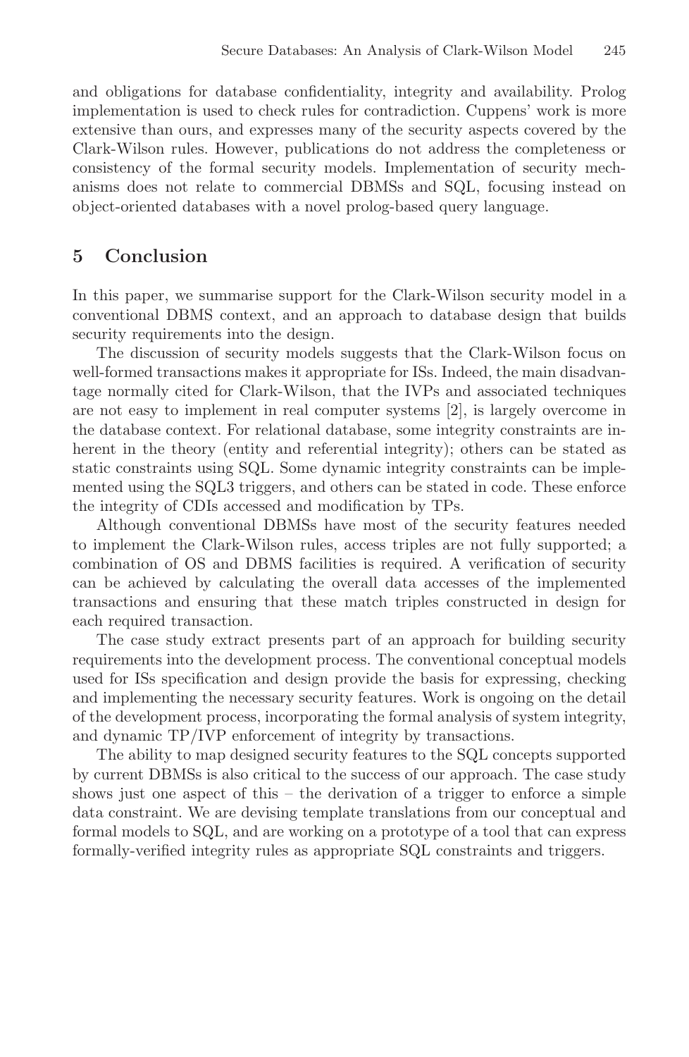and obligations for database confidentiality, integrity and availability. Prolog implementation is used to check rules for contradiction. Cuppens' work is more extensive than ours, and expresses many of the security aspects covered by the Clark-Wilson rules. However, publications do not address the completeness or consistency of the formal security models. Implementation of security mechanisms does not relate to commercial DBMSs and SQL, focusing instead on object-oriented databases with a novel prolog-based query language.

## 5 Conclusion

In this paper, we summarise support for the Clark-Wilson security model in a conventional DBMS context, and an approach to database design that builds security requirements into the design.

The discussion of security models suggests that the Clark-Wilson focus on well-formed transactions makes it appropriate for ISs. Indeed, the main disadvantage normally cited for Clark-Wilson, that the IVPs and associated techniques are not easy to implement in real computer systems [2], is largely overcome in the database context. For relational database, some integrity constraints are inherent in the theory (entity and referential integrity); others can be stated as static constraints using SQL. Some dynamic integrity constraints can be implemented using the SQL3 triggers, and others can be stated in code. These enforce the integrity of CDIs accessed and modification by TPs.

Although conventional DBMSs have most of the security features needed to implement the Clark-Wilson rules, access triples are not fully supported; a combination of OS and DBMS facilities is required. A verification of security can be achieved by calculating the overall data accesses of the implemented transactions and ensuring that these match triples constructed in design for each required transaction.

The case study extract presents part of an approach for building security requirements into the development process. The conventional conceptual models used for ISs specification and design provide the basis for expressing, checking and implementing the necessary security features. Work is ongoing on the detail of the development process, incorporating the formal analysis of system integrity, and dynamic TP/IVP enforcement of integrity by transactions.

The ability to map designed security features to the SQL concepts supported by current DBMSs is also critical to the success of our approach. The case study shows just one aspect of this – the derivation of a trigger to enforce a simple data constraint. We are devising template translations from our conceptual and formal models to SQL, and are working on a prototype of a tool that can express formally-verified integrity rules as appropriate SQL constraints and triggers.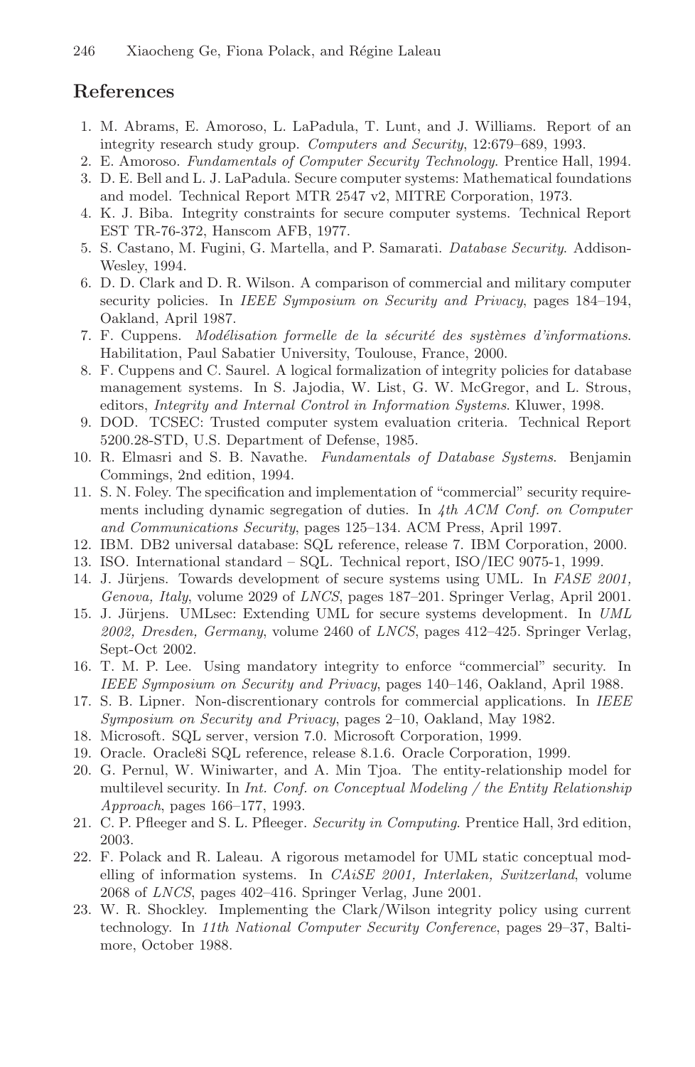## References

1. M. Abrams, E. Amoroso, L. LaPadula, T. Lunt, and J. Williams. Report of an integrity research study group. *Computers and Security*, 12:679–689, 1993.
2. E. Amoroso. *Fundamentals of Computer Security Technology*. Prentice Hall, 1994.
3. D. E. Bell and L. J. LaPadula. Secure computer systems: Mathematical foundations and model. Technical Report MTR 2547 v2, MITRE Corporation, 1973.
4. K. J. Biba. Integrity constraints for secure computer systems. Technical Report EST TR-76-372, Hanscom AFB, 1977.
5. S. Castano, M. Fugini, G. Martella, and P. Samarati. *Database Security*. Addison-Wesley, 1994.
6. D. D. Clark and D. R. Wilson. A comparison of commercial and military computer security policies. In *IEEE Symposium on Security and Privacy*, pages 184–194, Oakland, April 1987.
7. F. Cuppens. *Modélisation formelle de la sécurité des systèmes d'informations*. Habilitation, Paul Sabatier University, Toulouse, France, 2000.
8. F. Cuppens and C. Saurel. A logical formalization of integrity policies for database management systems. In S. Jajodia, W. List, G. W. McGregor, and L. Strous, editors, *Integrity and Internal Control in Information Systems*. Kluwer, 1998.
9. DOD. TCSEC: Trusted computer system evaluation criteria. Technical Report 5200.28-STD, U.S. Department of Defense, 1985.
10. R. Elmasri and S. B. Navathe. *Fundamentals of Database Systems*. Benjamin Commings, 2nd edition, 1994.
11. S. N. Foley. The specification and implementation of "commercial" security requirements including dynamic segregation of duties. In *4th ACM Conf. on Computer and Communications Security*, pages 125–134. ACM Press, April 1997.
12. IBM. DB2 universal database: SQL reference, release 7. IBM Corporation, 2000.
13. ISO. International standard – SQL. Technical report, ISO/IEC 9075-1, 1999.
14. J. Jürjens. Towards development of secure systems using UML. In *FASE 2001, Genova, Italy*, volume 2029 of *LNCS*, pages 187–201. Springer Verlag, April 2001.
15. J. Jürjens. UMLsec: Extending UML for secure systems development. In *UML 2002, Dresden, Germany*, volume 2460 of *LNCS*, pages 412–425. Springer Verlag, Sept-Oct 2002.
16. T. M. P. Lee. Using mandatory integrity to enforce "commercial" security. In *IEEE Symposium on Security and Privacy*, pages 140–146, Oakland, April 1988.
17. S. B. Lipner. Non-discretionary controls for commercial applications. In *IEEE Symposium on Security and Privacy*, pages 2–10, Oakland, May 1982.
18. Microsoft. SQL server, version 7.0. Microsoft Corporation, 1999.
19. Oracle. Oracle8i SQL reference, release 8.1.6. Oracle Corporation, 1999.
20. G. Pernul, W. Winiwarter, and A. Min Tjoa. The entity-relationship model for multilevel security. In *Int. Conf. on Conceptual Modeling / the Entity Relationship Approach*, pages 166–177, 1993.
21. C. P. Pfleeger and S. L. Pfleeger. *Security in Computing*. Prentice Hall, 3rd edition, 2003.
22. F. Polack and R. Laleau. A rigorous metamodel for UML static conceptual modelling of information systems. In *CAiSE 2001, Interlaken, Switzerland*, volume 2068 of *LNCS*, pages 402–416. Springer Verlag, June 2001.
23. W. R. Shockley. Implementing the Clark/Wilson integrity policy using current technology. In *11th National Computer Security Conference*, pages 29–37, Baltimore, October 1988.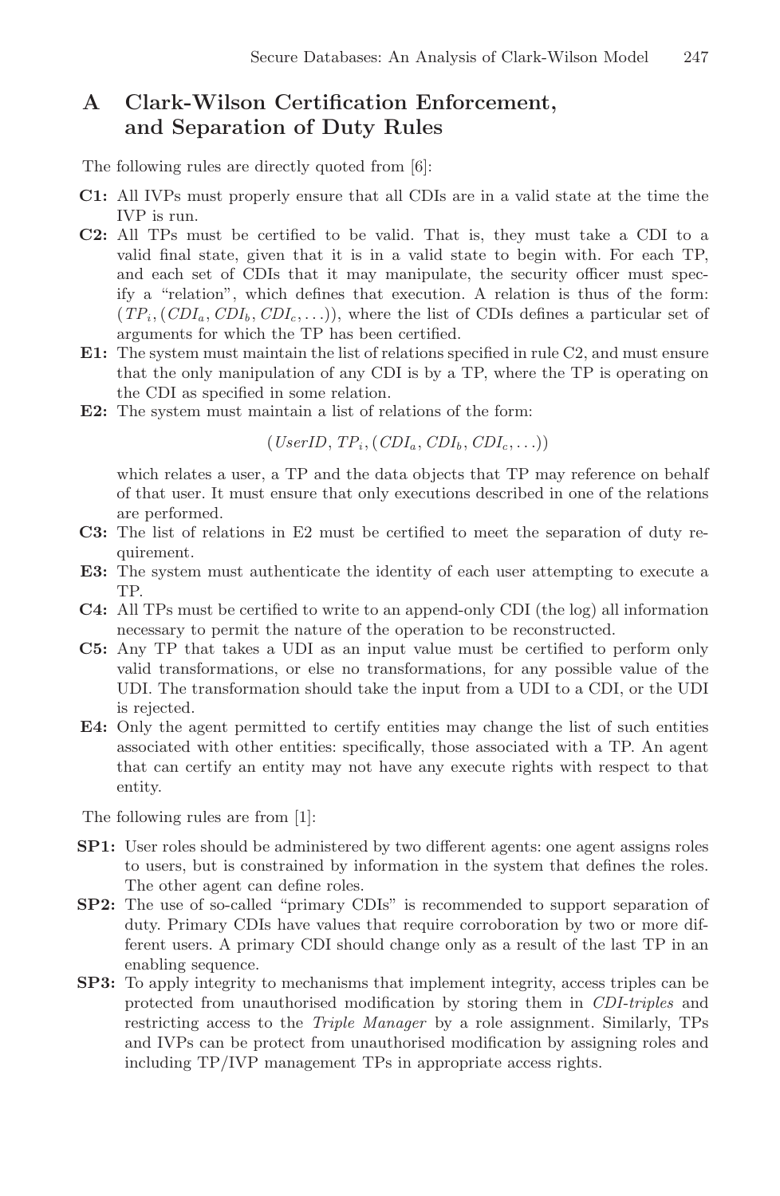# A Clark-Wilson Certification Enforcement, and Separation of Duty Rules

The following rules are directly quoted from [6]:

**C1:** All IVPs must properly ensure that all CDIs are in a valid state at the time the IVP is run.

**C2:** All TPs must be certified to be valid. That is, they must take a CDI to a valid final state, given that it is in a valid state to begin with. For each TP, and each set of CDIs that it may manipulate, the security officer must specify a "relation", which defines that execution. A relation is thus of the form: $(TP_i, (CDI_a, CDI_b, CDI_c, \ldots))$, where the list of CDIs defines a particular set of arguments for which the TP has been certified.

**E1:** The system must maintain the list of relations specified in rule C2, and must ensure that the only manipulation of any CDI is by a TP, where the TP is operating on the CDI as specified in some relation.

**E2:** The system must maintain a list of relations of the form:

$$(UserID, TP_i, (CDI_a, CDI_b, CDI_c, \ldots))$$

which relates a user, a TP and the data objects that TP may reference on behalf of that user. It must ensure that only executions described in one of the relations are performed.

**C3:** The list of relations in E2 must be certified to meet the separation of duty requirement.

**E3:** The system must authenticate the identity of each user attempting to execute a TP.

**C4:** All TPs must be certified to write to an append-only CDI (the log) all information necessary to permit the nature of the operation to be reconstructed.

**C5:** Any TP that takes a UDI as an input value must be certified to perform only valid transformations, or else no transformations, for any possible value of the UDI. The transformation should take the input from a UDI to a CDI, or the UDI is rejected.

**E4:** Only the agent permitted to certify entities may change the list of such entities associated with other entities: specifically, those associated with a TP. An agent that can certify an entity may not have any execute rights with respect to that entity.

The following rules are from [1]:

**SP1:** User roles should be administered by two different agents: one agent assigns roles to users, but is constrained by information in the system that defines the roles. The other agent can define roles.

**SP2:** The use of so-called "primary CDIs" is recommended to support separation of duty. Primary CDIs have values that require corroboration by two or more different users. A primary CDI should change only as a result of the last TP in an enabling sequence.

**SP3:** To apply integrity to mechanisms that implement integrity, access triples can be protected from unauthorised modification by storing them in *CDI-triples* and restricting access to the *Triple Manager* by a role assignment. Similarly, TPs and IVPs can be protect from unauthorised modification by assigning roles and including TP/IVP management TPs in appropriate access rights.